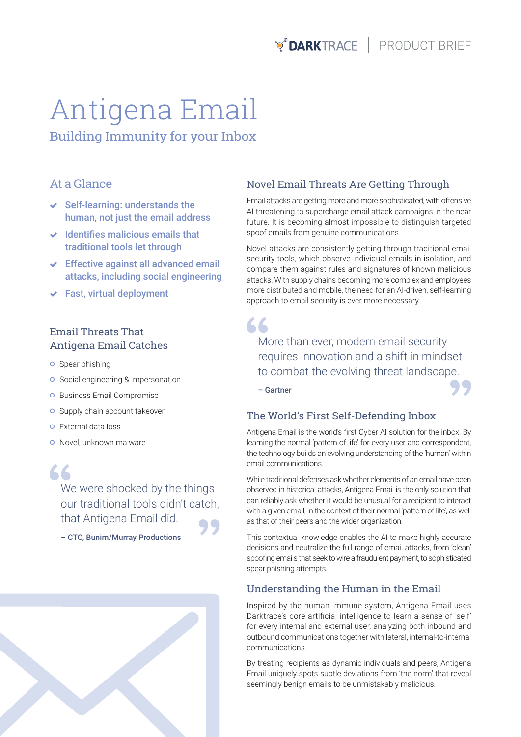DARKTRACE | PRODUCT BRIEF

# Antigena Email

## Building Immunity for your Inbox

### At a Glance

- Self-learning: understands the human, not just the email address
- Identifies malicious emails that traditional tools let through
- Effective against all advanced email attacks, including social engineering
- Fast, virtual deployment

### Email Threats That Antigena Email Catches

- Spear phishing
- Social engineering & impersonation
- Business Email Compromise
- Supply chain account takeover
- External data loss
- Novel, unknown malware

> We were shocked by the things our traditional tools didn't catch, that Antigena Email did.
>
> – CTO, Bunim/Murray Productions

### Novel Email Threats Are Getting Through

Email attacks are getting more and more sophisticated, with offensive AI threatening to supercharge email attack campaigns in the near future. It is becoming almost impossible to distinguish targeted spoof emails from genuine communications.

Novel attacks are consistently getting through traditional email security tools, which observe individual emails in isolation, and compare them against rules and signatures of known malicious attacks. With supply chains becoming more complex and employees more distributed and mobile, the need for an AI-driven, self-learning approach to email security is ever more necessary.

> More than ever, modern email security requires innovation and a shift in mindset to combat the evolving threat landscape.
>
> – Gartner

### The World's First Self-Defending Inbox

Antigena Email is the world's first Cyber AI solution for the inbox. By learning the normal 'pattern of life' for every user and correspondent, the technology builds an evolving understanding of the 'human' within email communications.

While traditional defenses ask whether elements of an email have been observed in historical attacks, Antigena Email is the only solution that can reliably ask whether it would be unusual for a recipient to interact with a given email, in the context of their normal 'pattern of life', as well as that of their peers and the wider organization.

This contextual knowledge enables the AI to make highly accurate decisions and neutralize the full range of email attacks, from 'clean' spoofing emails that seek to wire a fraudulent payment, to sophisticated spear phishing attempts.

### Understanding the Human in the Email

Inspired by the human immune system, Antigena Email uses Darktrace's core artificial intelligence to learn a sense of 'self' for every internal and external user, analyzing both inbound and outbound communications together with lateral, internal-to-internal communications.

By treating recipients as dynamic individuals and peers, Antigena Email uniquely spots subtle deviations from 'the norm' that reveal seemingly benign emails to be unmistakably malicious.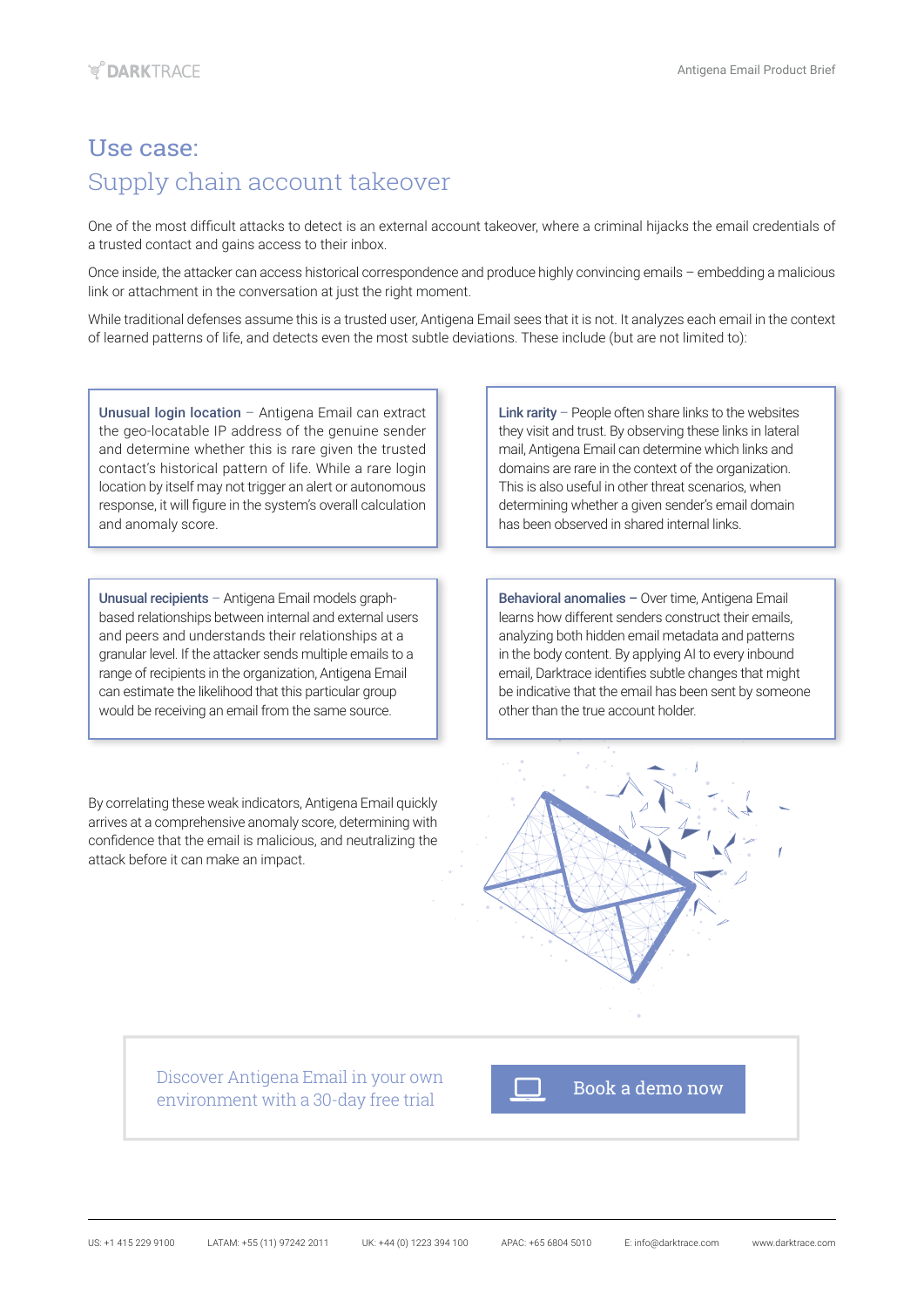# Use case:
## Supply chain account takeover

One of the most difficult attacks to detect is an external account takeover, where a criminal hijacks the email credentials of a trusted contact and gains access to their inbox.

Once inside, the attacker can access historical correspondence and produce highly convincing emails – embedding a malicious link or attachment in the conversation at just the right moment.

While traditional defenses assume this is a trusted user, Antigena Email sees that it is not. It analyzes each email in the context of learned patterns of life, and detects even the most subtle deviations. These include (but are not limited to):

**Unusual login location** – Antigena Email can extract the geo-locatable IP address of the genuine sender and determine whether this is rare given the trusted contact's historical pattern of life. While a rare login location by itself may not trigger an alert or autonomous response, it will figure in the system's overall calculation and anomaly score.

**Link rarity** – People often share links to the websites they visit and trust. By observing these links in lateral mail, Antigena Email can determine which links and domains are rare in the context of the organization. This is also useful in other threat scenarios, when determining whether a given sender's email domain has been observed in shared internal links.

**Unusual recipients** – Antigena Email models graph-based relationships between internal and external users and peers and understands their relationships at a granular level. If the attacker sends multiple emails to a range of recipients in the organization, Antigena Email can estimate the likelihood that this particular group would be receiving an email from the same source.

**Behavioral anomalies** – Over time, Antigena Email learns how different senders construct their emails, analyzing both hidden email metadata and patterns in the body content. By applying AI to every inbound email, Darktrace identifies subtle changes that might be indicative that the email has been sent by someone other than the true account holder.

By correlating these weak indicators, Antigena Email quickly arrives at a comprehensive anomaly score, determining with confidence that the email is malicious, and neutralizing the attack before it can make an impact.

Discover Antigena Email in your own environment with a 30-day free trial

Book a demo now

US: +1 415 229 9100 LATAM: +55 (11) 97242 2011 UK: +44 (0) 1223 394 100 APAC: +65 6804 5010 E: info@darktrace.com www.darktrace.com